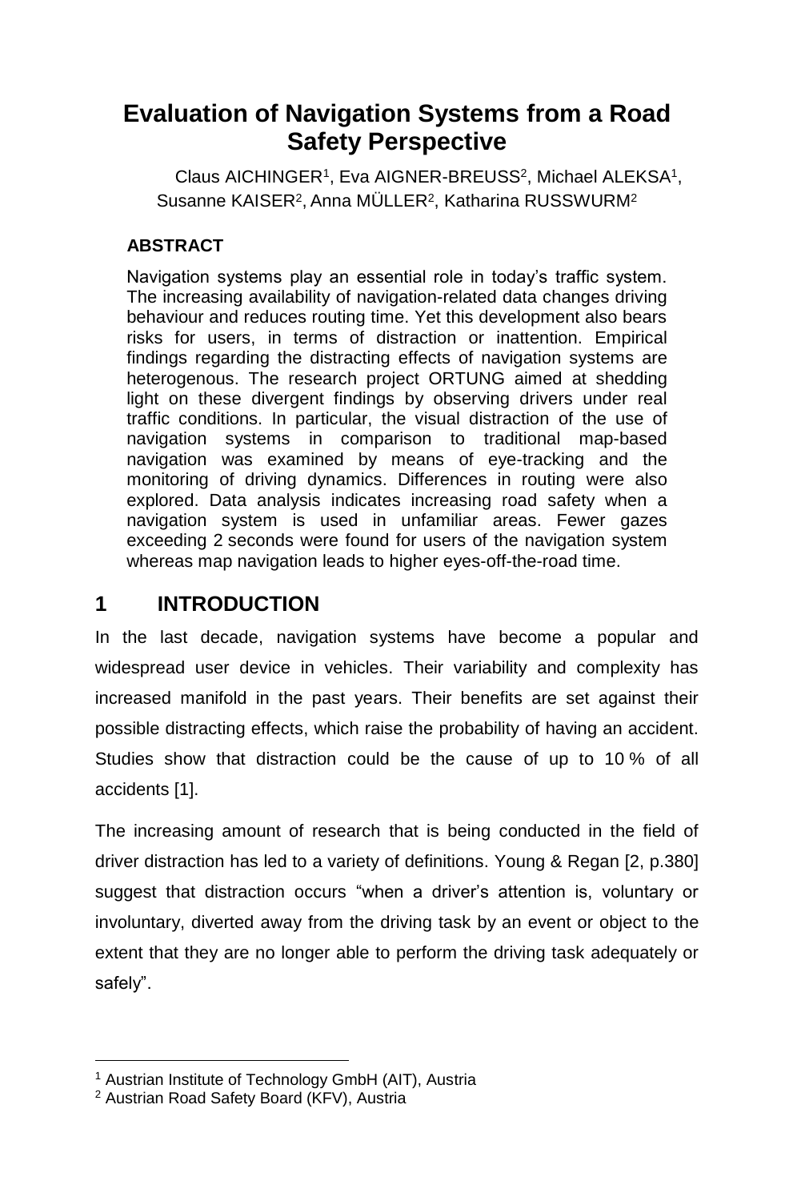# Evaluation of Navigation Systems from a Road Safety Perspective

Claus AICHINGER[1], Eva AIGNER-BREUSS[2], Michael ALEKSA[1], Susanne KAISER[2], Anna MÜLLER[2], Katharina RUSSWURM[2]

### ABSTRACT

Navigation systems play an essential role in today's traffic system. The increasing availability of navigation-related data changes driving behaviour and reduces routing time. Yet this development also bears risks for users, in terms of distraction or inattention. Empirical findings regarding the distracting effects of navigation systems are heterogenous. The research project ORTUNG aimed at shedding light on these divergent findings by observing drivers under real traffic conditions. In particular, the visual distraction of the use of navigation systems in comparison to traditional map-based navigation was examined by means of eye-tracking and the monitoring of driving dynamics. Differences in routing were also explored. Data analysis indicates increasing road safety when a navigation system is used in unfamiliar areas. Fewer gazes exceeding 2 seconds were found for users of the navigation system whereas map navigation leads to higher eyes-off-the-road time.

## 1 INTRODUCTION

In the last decade, navigation systems have become a popular and widespread user device in vehicles. Their variability and complexity has increased manifold in the past years. Their benefits are set against their possible distracting effects, which raise the probability of having an accident. Studies show that distraction could be the cause of up to 10 % of all accidents [1].

The increasing amount of research that is being conducted in the field of driver distraction has led to a variety of definitions. Young & Regan [2, p.380] suggest that distraction occurs "when a driver's attention is, voluntary or involuntary, diverted away from the driving task by an event or object to the extent that they are no longer able to perform the driving task adequately or safely".

[1] Austrian Institute of Technology GmbH (AIT), Austria

[2] Austrian Road Safety Board (KFV), Austria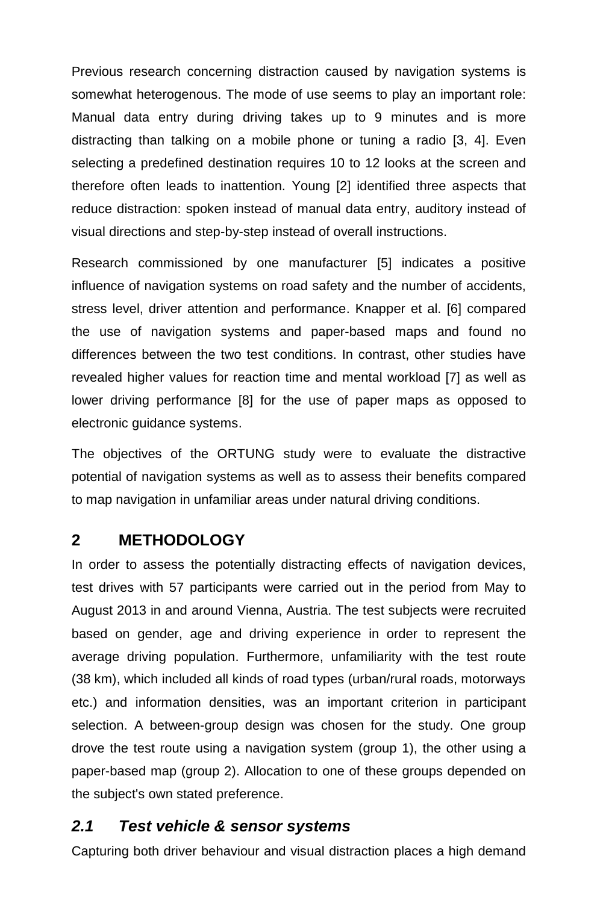Previous research concerning distraction caused by navigation systems is somewhat heterogenous. The mode of use seems to play an important role: Manual data entry during driving takes up to 9 minutes and is more distracting than talking on a mobile phone or tuning a radio [3, 4]. Even selecting a predefined destination requires 10 to 12 looks at the screen and therefore often leads to inattention. Young [2] identified three aspects that reduce distraction: spoken instead of manual data entry, auditory instead of visual directions and step-by-step instead of overall instructions.

Research commissioned by one manufacturer [5] indicates a positive influence of navigation systems on road safety and the number of accidents, stress level, driver attention and performance. Knapper et al. [6] compared the use of navigation systems and paper-based maps and found no differences between the two test conditions. In contrast, other studies have revealed higher values for reaction time and mental workload [7] as well as lower driving performance [8] for the use of paper maps as opposed to electronic guidance systems.

The objectives of the ORTUNG study were to evaluate the distractive potential of navigation systems as well as to assess their benefits compared to map navigation in unfamiliar areas under natural driving conditions.

## 2 METHODOLOGY

In order to assess the potentially distracting effects of navigation devices, test drives with 57 participants were carried out in the period from May to August 2013 in and around Vienna, Austria. The test subjects were recruited based on gender, age and driving experience in order to represent the average driving population. Furthermore, unfamiliarity with the test route (38 km), which included all kinds of road types (urban/rural roads, motorways etc.) and information densities, was an important criterion in participant selection. A between-group design was chosen for the study. One group drove the test route using a navigation system (group 1), the other using a paper-based map (group 2). Allocation to one of these groups depended on the subject's own stated preference.

### *2.1 Test vehicle & sensor systems*

Capturing both driver behaviour and visual distraction places a high demand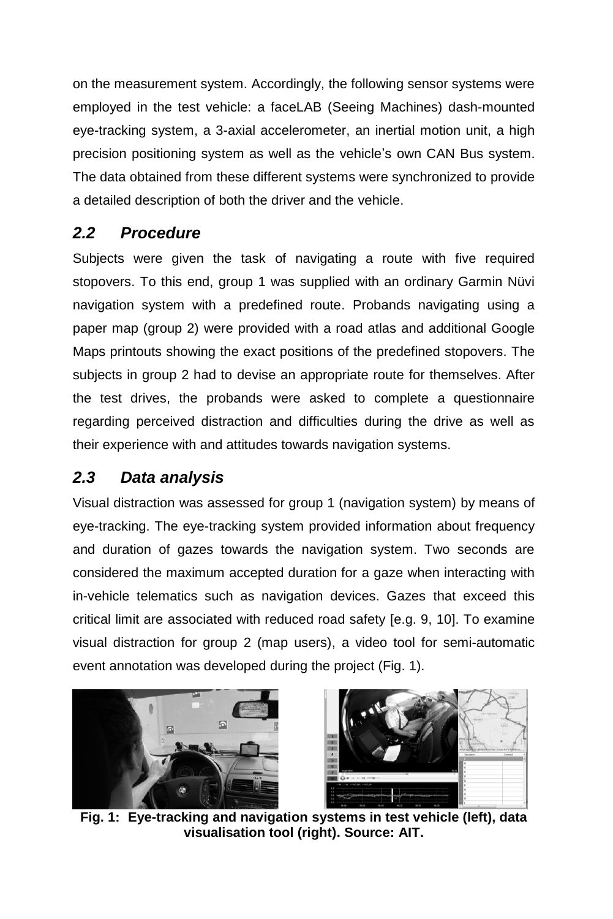on the measurement system. Accordingly, the following sensor systems were employed in the test vehicle: a faceLAB (Seeing Machines) dash-mounted eye-tracking system, a 3-axial accelerometer, an inertial motion unit, a high precision positioning system as well as the vehicle's own CAN Bus system. The data obtained from these different systems were synchronized to provide a detailed description of both the driver and the vehicle.

## *2.2 Procedure*

Subjects were given the task of navigating a route with five required stopovers. To this end, group 1 was supplied with an ordinary Garmin Nüvi navigation system with a predefined route. Probands navigating using a paper map (group 2) were provided with a road atlas and additional Google Maps printouts showing the exact positions of the predefined stopovers. The subjects in group 2 had to devise an appropriate route for themselves. After the test drives, the probands were asked to complete a questionnaire regarding perceived distraction and difficulties during the drive as well as their experience with and attitudes towards navigation systems.

## *2.3 Data analysis*

Visual distraction was assessed for group 1 (navigation system) by means of eye-tracking. The eye-tracking system provided information about frequency and duration of gazes towards the navigation system. Two seconds are considered the maximum accepted duration for a gaze when interacting with in-vehicle telematics such as navigation devices. Gazes that exceed this critical limit are associated with reduced road safety [e.g. 9, 10]. To examine visual distraction for group 2 (map users), a video tool for semi-automatic event annotation was developed during the project (Fig. 1).

**Fig. 1: Eye-tracking and navigation systems in test vehicle (left), data visualisation tool (right). Source: AIT.**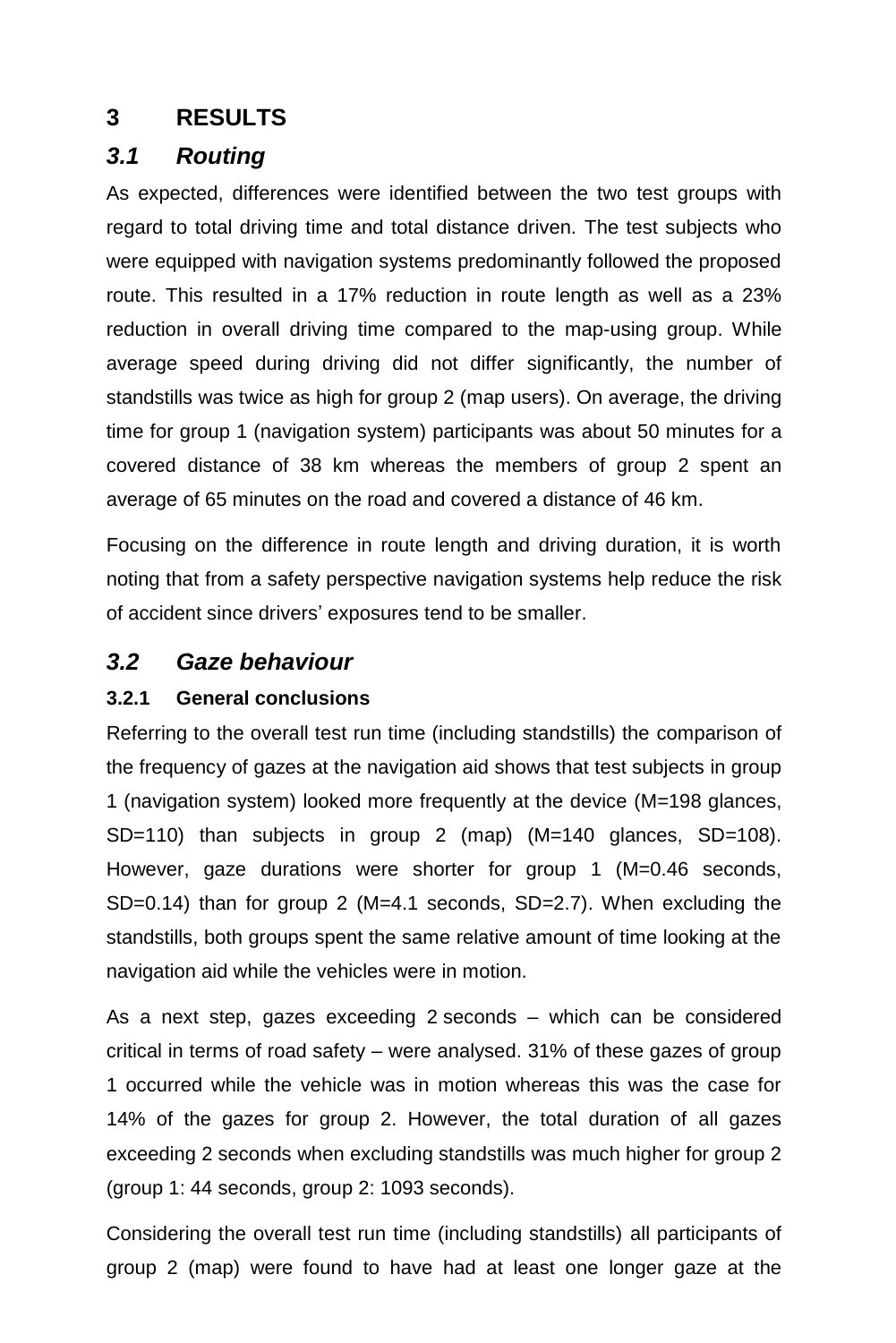# 3 RESULTS

## *3.1 Routing*

As expected, differences were identified between the two test groups with regard to total driving time and total distance driven. The test subjects who were equipped with navigation systems predominantly followed the proposed route. This resulted in a 17% reduction in route length as well as a 23% reduction in overall driving time compared to the map-using group. While average speed during driving did not differ significantly, the number of standstills was twice as high for group 2 (map users). On average, the driving time for group 1 (navigation system) participants was about 50 minutes for a covered distance of 38 km whereas the members of group 2 spent an average of 65 minutes on the road and covered a distance of 46 km.

Focusing on the difference in route length and driving duration, it is worth noting that from a safety perspective navigation systems help reduce the risk of accident since drivers' exposures tend to be smaller.

## *3.2 Gaze behaviour*

### 3.2.1 General conclusions

Referring to the overall test run time (including standstills) the comparison of the frequency of gazes at the navigation aid shows that test subjects in group 1 (navigation system) looked more frequently at the device (M=198 glances, SD=110) than subjects in group 2 (map) (M=140 glances, SD=108). However, gaze durations were shorter for group 1 (M=0.46 seconds, SD=0.14) than for group 2 (M=4.1 seconds, SD=2.7). When excluding the standstills, both groups spent the same relative amount of time looking at the navigation aid while the vehicles were in motion.

As a next step, gazes exceeding 2 seconds – which can be considered critical in terms of road safety – were analysed. 31% of these gazes of group 1 occurred while the vehicle was in motion whereas this was the case for 14% of the gazes for group 2. However, the total duration of all gazes exceeding 2 seconds when excluding standstills was much higher for group 2 (group 1: 44 seconds, group 2: 1093 seconds).

Considering the overall test run time (including standstills) all participants of group 2 (map) were found to have had at least one longer gaze at the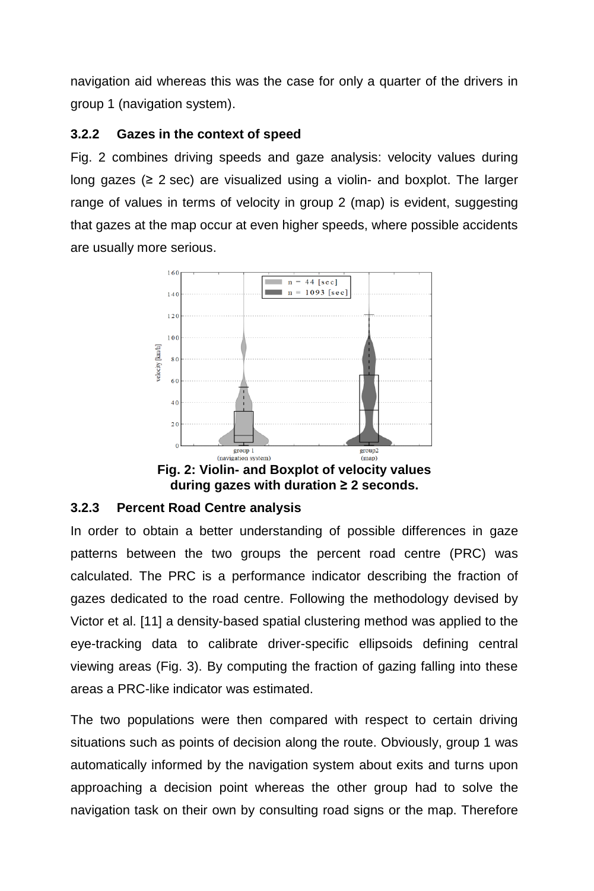navigation aid whereas this was the case for only a quarter of the drivers in group 1 (navigation system).

### 3.2.2 Gazes in the context of speed

Fig. 2 combines driving speeds and gaze analysis: velocity values during long gazes (≥ 2 sec) are visualized using a violin- and boxplot. The larger range of values in terms of velocity in group 2 (map) is evident, suggesting that gazes at the map occur at even higher speeds, where possible accidents are usually more serious.

**Fig. 2: Violin- and Boxplot of velocity values during gazes with duration ≥ 2 seconds.**

### 3.2.3 Percent Road Centre analysis

In order to obtain a better understanding of possible differences in gaze patterns between the two groups the percent road centre (PRC) was calculated. The PRC is a performance indicator describing the fraction of gazes dedicated to the road centre. Following the methodology devised by Victor et al. [11] a density-based spatial clustering method was applied to the eye-tracking data to calibrate driver-specific ellipsoids defining central viewing areas (Fig. 3). By computing the fraction of gazing falling into these areas a PRC-like indicator was estimated.

The two populations were then compared with respect to certain driving situations such as points of decision along the route. Obviously, group 1 was automatically informed by the navigation system about exits and turns upon approaching a decision point whereas the other group had to solve the navigation task on their own by consulting road signs or the map. Therefore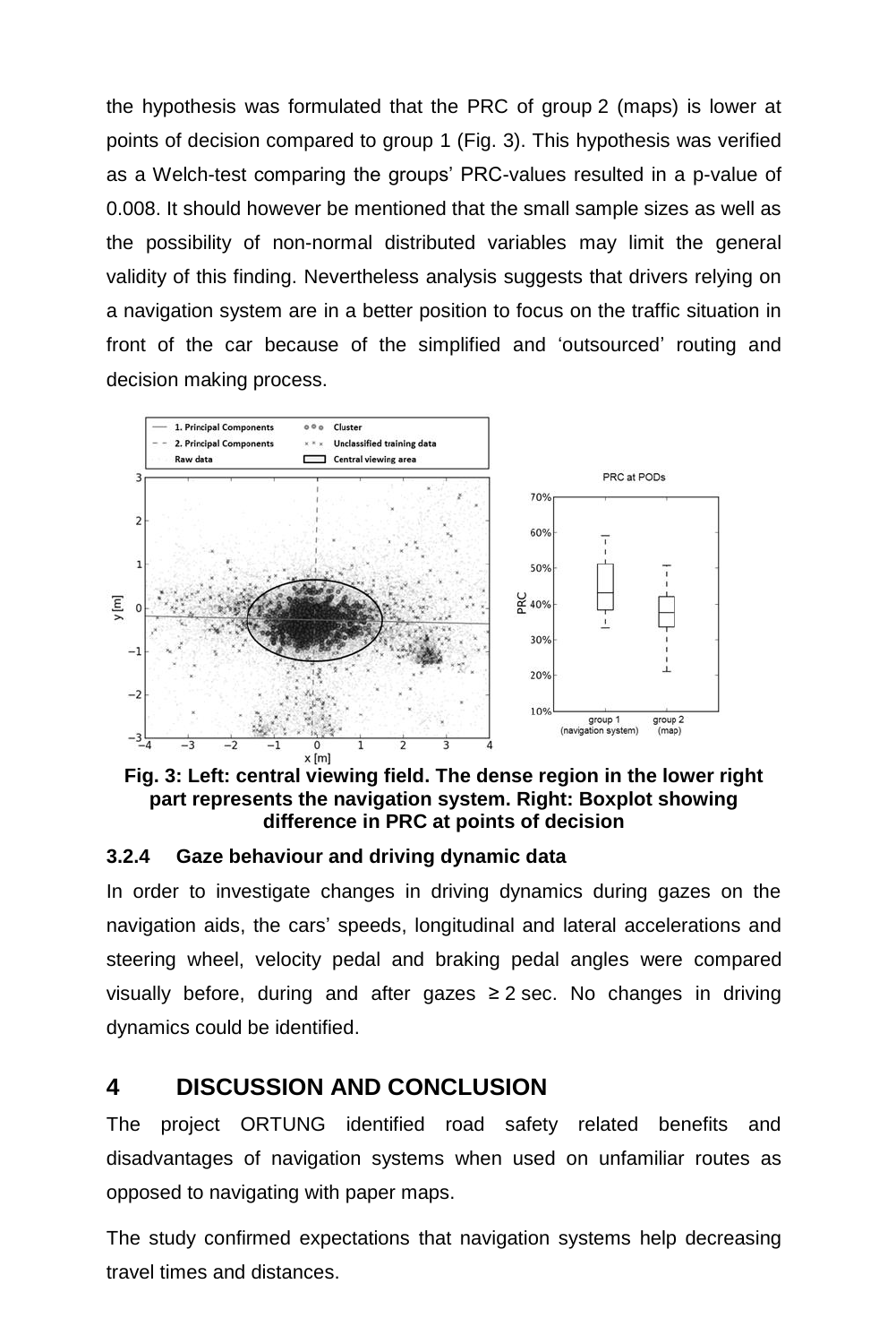the hypothesis was formulated that the PRC of group 2 (maps) is lower at points of decision compared to group 1 (Fig. 3). This hypothesis was verified as a Welch-test comparing the groups' PRC-values resulted in a p-value of 0.008. It should however be mentioned that the small sample sizes as well as the possibility of non-normal distributed variables may limit the general validity of this finding. Nevertheless analysis suggests that drivers relying on a navigation system are in a better position to focus on the traffic situation in front of the car because of the simplified and 'outsourced' routing and decision making process.

**Fig. 3: Left: central viewing field. The dense region in the lower right part represents the navigation system. Right: Boxplot showing difference in PRC at points of decision**

### 3.2.4 Gaze behaviour and driving dynamic data

In order to investigate changes in driving dynamics during gazes on the navigation aids, the cars' speeds, longitudinal and lateral accelerations and steering wheel, velocity pedal and braking pedal angles were compared visually before, during and after gazes ≥ 2 sec. No changes in driving dynamics could be identified.

## 4 DISCUSSION AND CONCLUSION

The project ORTUNG identified road safety related benefits and disadvantages of navigation systems when used on unfamiliar routes as opposed to navigating with paper maps.

The study confirmed expectations that navigation systems help decreasing travel times and distances.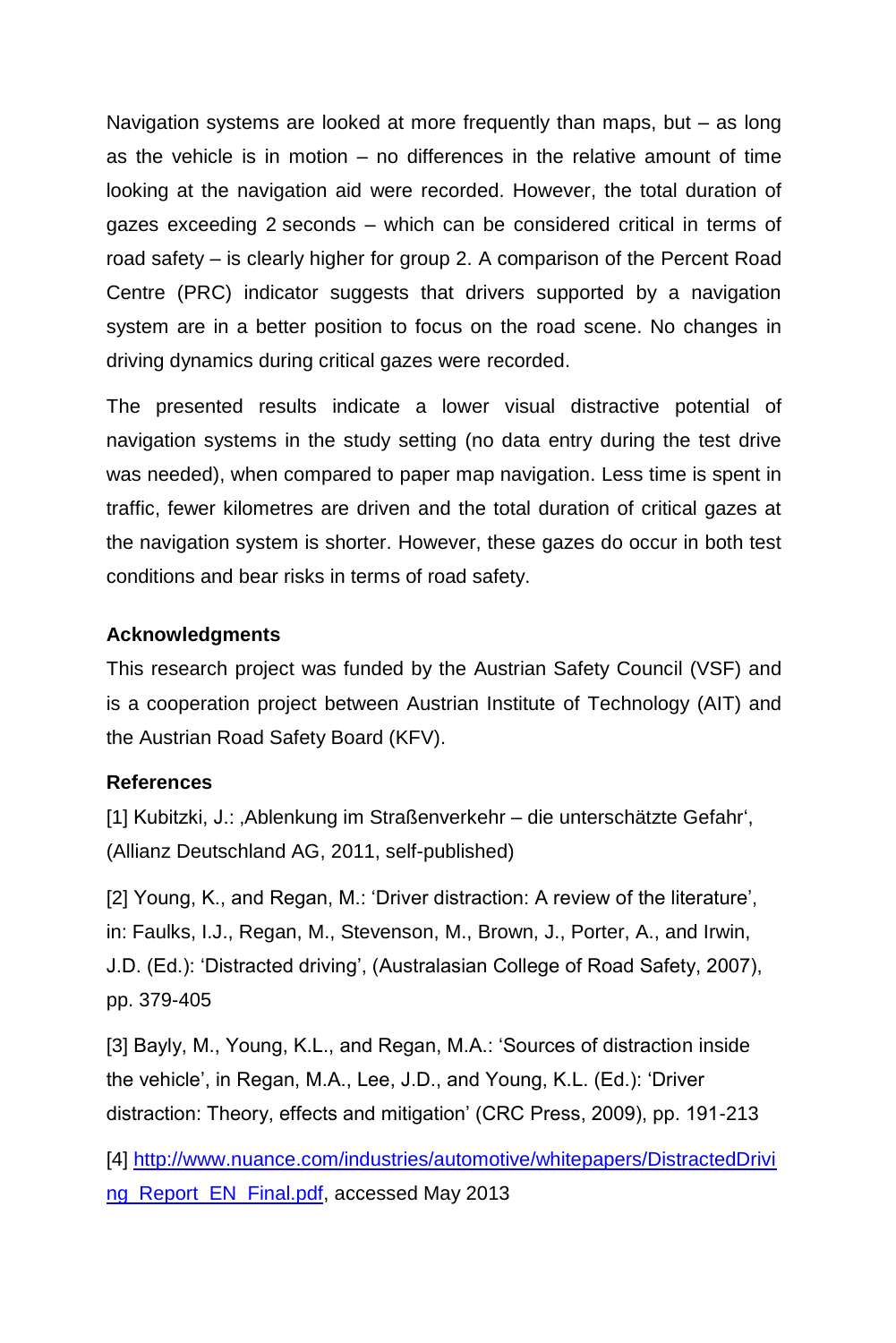Navigation systems are looked at more frequently than maps, but – as long as the vehicle is in motion – no differences in the relative amount of time looking at the navigation aid were recorded. However, the total duration of gazes exceeding 2 seconds – which can be considered critical in terms of road safety – is clearly higher for group 2. A comparison of the Percent Road Centre (PRC) indicator suggests that drivers supported by a navigation system are in a better position to focus on the road scene. No changes in driving dynamics during critical gazes were recorded.

The presented results indicate a lower visual distractive potential of navigation systems in the study setting (no data entry during the test drive was needed), when compared to paper map navigation. Less time is spent in traffic, fewer kilometres are driven and the total duration of critical gazes at the navigation system is shorter. However, these gazes do occur in both test conditions and bear risks in terms of road safety.

**Acknowledgments**

This research project was funded by the Austrian Safety Council (VSF) and is a cooperation project between Austrian Institute of Technology (AIT) and the Austrian Road Safety Board (KFV).

**References**

[1] Kubitzki, J.: ‚Ablenkung im Straßenverkehr – die unterschätzte Gefahr‘, (Allianz Deutschland AG, 2011, self-published)

[2] Young, K., and Regan, M.: ‘Driver distraction: A review of the literature’, in: Faulks, I.J., Regan, M., Stevenson, M., Brown, J., Porter, A., and Irwin, J.D. (Ed.): ‘Distracted driving’, (Australasian College of Road Safety, 2007), pp. 379-405

[3] Bayly, M., Young, K.L., and Regan, M.A.: ‘Sources of distraction inside the vehicle’, in Regan, M.A., Lee, J.D., and Young, K.L. (Ed.): ‘Driver distraction: Theory, effects and mitigation’ (CRC Press, 2009), pp. 191-213

[4] http://www.nuance.com/industries/automotive/whitepapers/DistractedDriving_Report_EN_Final.pdf, accessed May 2013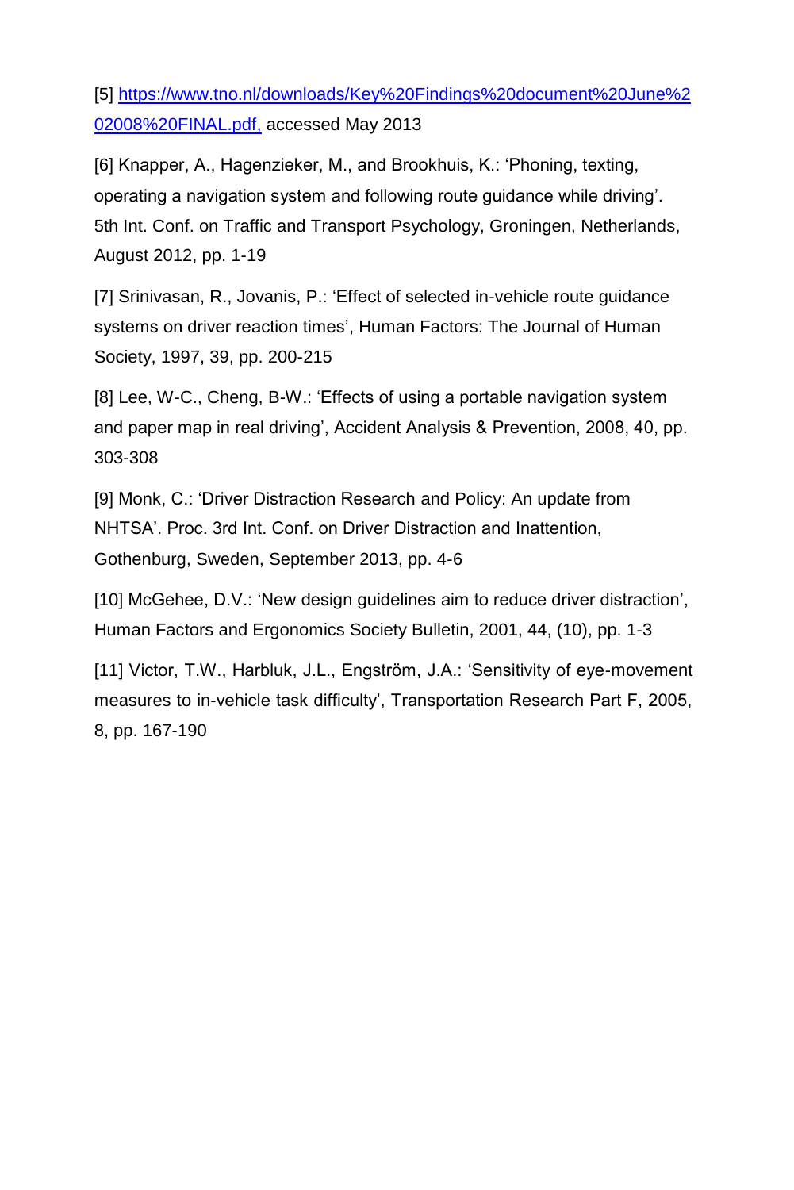[5] https://www.tno.nl/downloads/Key%20Findings%20document%20June%2020 08%20FINAL.pdf, accessed May 2013

[6] Knapper, A., Hagenzieker, M., and Brookhuis, K.: 'Phoning, texting, operating a navigation system and following route guidance while driving'. 5th Int. Conf. on Traffic and Transport Psychology, Groningen, Netherlands, August 2012, pp. 1-19

[7] Srinivasan, R., Jovanis, P.: 'Effect of selected in-vehicle route guidance systems on driver reaction times', Human Factors: The Journal of Human Society, 1997, 39, pp. 200-215

[8] Lee, W-C., Cheng, B-W.: 'Effects of using a portable navigation system and paper map in real driving', Accident Analysis & Prevention, 2008, 40, pp. 303-308

[9] Monk, C.: 'Driver Distraction Research and Policy: An update from NHTSA'. Proc. 3rd Int. Conf. on Driver Distraction and Inattention, Gothenburg, Sweden, September 2013, pp. 4-6

[10] McGehee, D.V.: 'New design guidelines aim to reduce driver distraction', Human Factors and Ergonomics Society Bulletin, 2001, 44, (10), pp. 1-3

[11] Victor, T.W., Harbluk, J.L., Engström, J.A.: 'Sensitivity of eye-movement measures to in-vehicle task difficulty', Transportation Research Part F, 2005, 8, pp. 167-190